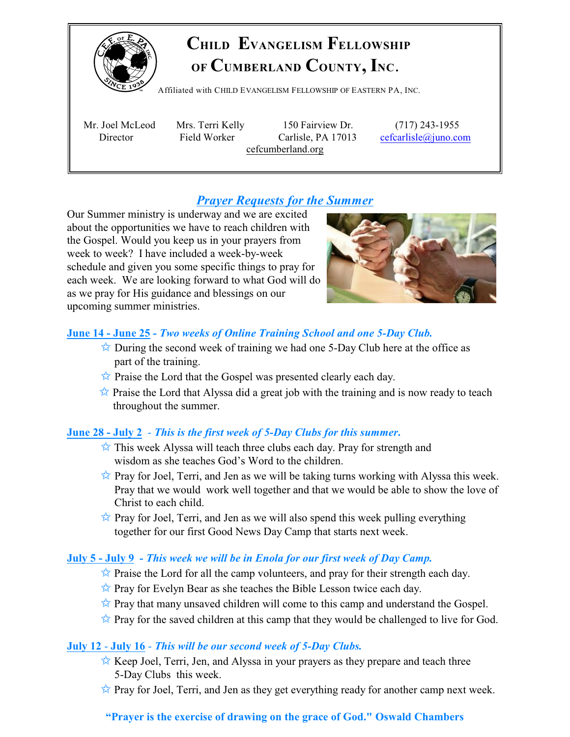# CHILD EVANGELISM FELLOWSHIP OF CUMBERLAND COUNTY, INC.

Affiliated with CHILD EVANGELISM FELLOWSHIP OF EASTERN PA, INC.

Mr. Joel McLeod
Director

Mrs. Terri Kelly
Field Worker

150 Fairview Dr.
Carlisle, PA 17013

(717) 243-1955
cefcarlisle@juno.com

cefcumberland.org

## *Prayer Requests for the Summer*

Our Summer ministry is underway and we are excited about the opportunities we have to reach children with the Gospel. Would you keep us in your prayers from week to week? I have included a week-by-week schedule and given you some specific things to pray for each week. We are looking forward to what God will do as we pray for His guidance and blessings on our upcoming summer ministries.

**June 14 - June 25** - ***Two weeks of Online Training School and one 5-Day Club.***

- ☆ During the second week of training we had one 5-Day Club here at the office as part of the training.
- ☆ Praise the Lord that the Gospel was presented clearly each day.
- ☆ Praise the Lord that Alyssa did a great job with the training and is now ready to teach throughout the summer.

**June 28 - July 2** - ***This is the first week of 5-Day Clubs for this summer.***

- ☆ This week Alyssa will teach three clubs each day. Pray for strength and wisdom as she teaches God's Word to the children.
- ☆ Pray for Joel, Terri, and Jen as we will be taking turns working with Alyssa this week. Pray that we would work well together and that we would be able to show the love of Christ to each child.
- ☆ Pray for Joel, Terri, and Jen as we will also spend this week pulling everything together for our first Good News Day Camp that starts next week.

**July 5 - July 9** - ***This week we will be in Enola for our first week of Day Camp.***

- ☆ Praise the Lord for all the camp volunteers, and pray for their strength each day.
- ☆ Pray for Evelyn Bear as she teaches the Bible Lesson twice each day.
- ☆ Pray that many unsaved children will come to this camp and understand the Gospel.
- ☆ Pray for the saved children at this camp that they would be challenged to live for God.

**July 12 - July 16** - ***This will be our second week of 5-Day Clubs.***

- ☆ Keep Joel, Terri, Jen, and Alyssa in your prayers as they prepare and teach three 5-Day Clubs this week.
- ☆ Pray for Joel, Terri, and Jen as they get everything ready for another camp next week.

**"Prayer is the exercise of drawing on the grace of God." Oswald Chambers**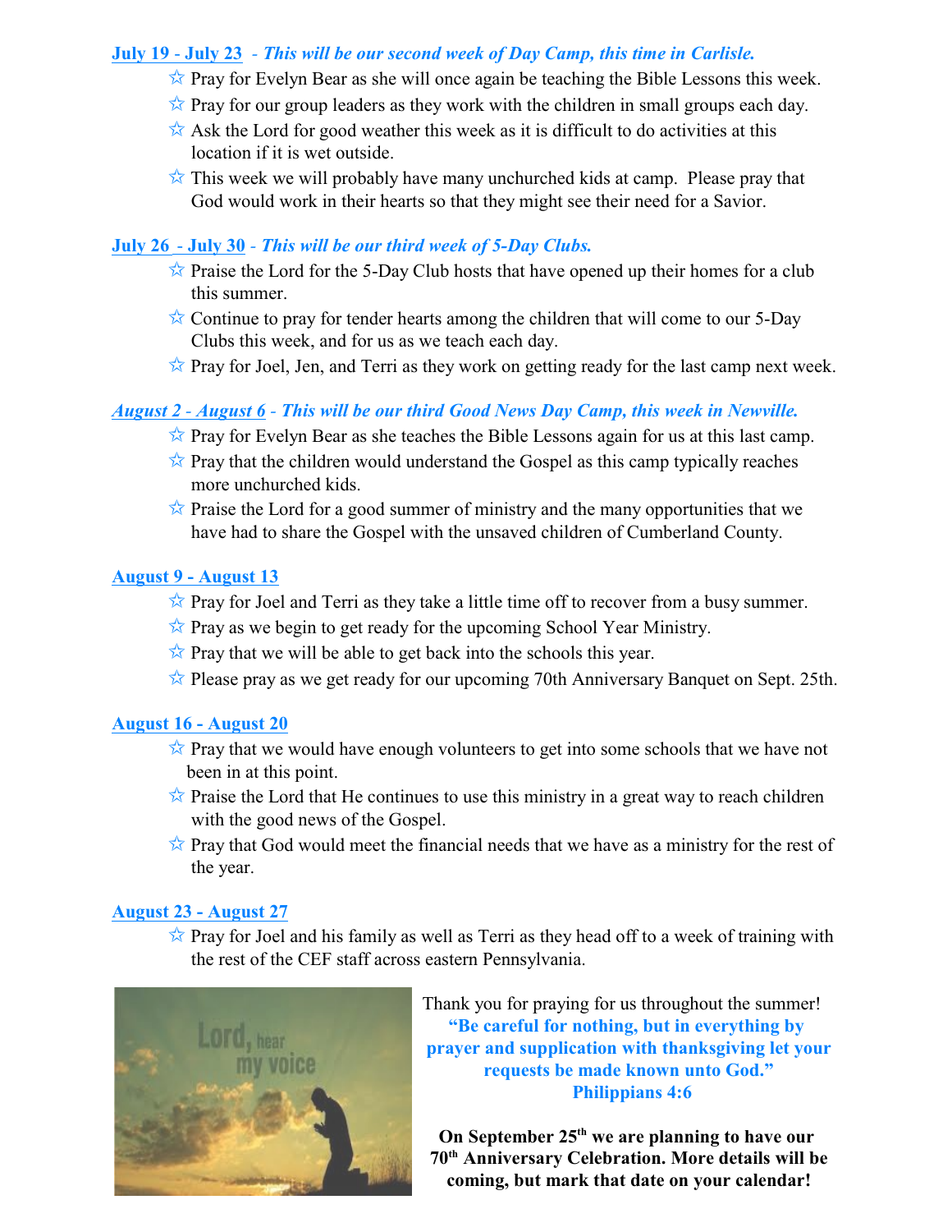**July 19 - July 23** - ***This will be our second week of Day Camp, this time in Carlisle.***

- ☆ Pray for Evelyn Bear as she will once again be teaching the Bible Lessons this week.
- ☆ Pray for our group leaders as they work with the children in small groups each day.
- ☆ Ask the Lord for good weather this week as it is difficult to do activities at this location if it is wet outside.
- ☆ This week we will probably have many unchurched kids at camp. Please pray that God would work in their hearts so that they might see their need for a Savior.

**July 26 - July 30** - ***This will be our third week of 5-Day Clubs.***

- ☆ Praise the Lord for the 5-Day Club hosts that have opened up their homes for a club this summer.
- ☆ Continue to pray for tender hearts among the children that will come to our 5-Day Clubs this week, and for us as we teach each day.
- ☆ Pray for Joel, Jen, and Terri as they work on getting ready for the last camp next week.

***August 2 - August 6*** - ***This will be our third Good News Day Camp, this week in Newville.***

- ☆ Pray for Evelyn Bear as she teaches the Bible Lessons again for us at this last camp.
- ☆ Pray that the children would understand the Gospel as this camp typically reaches more unchurched kids.
- ☆ Praise the Lord for a good summer of ministry and the many opportunities that we have had to share the Gospel with the unsaved children of Cumberland County.

**August 9 - August 13**

- ☆ Pray for Joel and Terri as they take a little time off to recover from a busy summer.
- ☆ Pray as we begin to get ready for the upcoming School Year Ministry.
- ☆ Pray that we will be able to get back into the schools this year.
- ☆ Please pray as we get ready for our upcoming 70th Anniversary Banquet on Sept. 25th.

**August 16 - August 20**

- ☆ Pray that we would have enough volunteers to get into some schools that we have not been in at this point.
- ☆ Praise the Lord that He continues to use this ministry in a great way to reach children with the good news of the Gospel.
- ☆ Pray that God would meet the financial needs that we have as a ministry for the rest of the year.

**August 23 - August 27**

- ☆ Pray for Joel and his family as well as Terri as they head off to a week of training with the rest of the CEF staff across eastern Pennsylvania.

Thank you for praying for us throughout the summer!

**"Be careful for nothing, but in everything by prayer and supplication with thanksgiving let your requests be made known unto God."**
**Philippians 4:6**

**On September 25th we are planning to have our 70th Anniversary Celebration. More details will be coming, but mark that date on your calendar!**